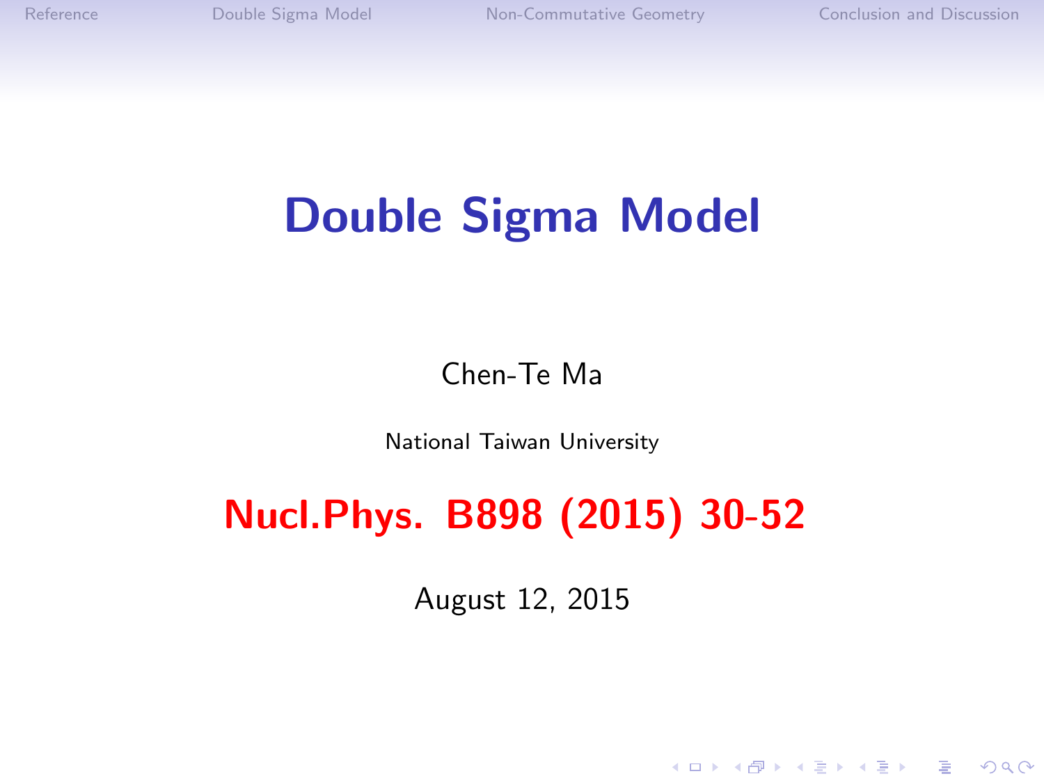# Double Sigma Model

Chen-Te Ma

National Taiwan University

**Nucl.Phys. B898 (2015) 30-52**

August 12, 2015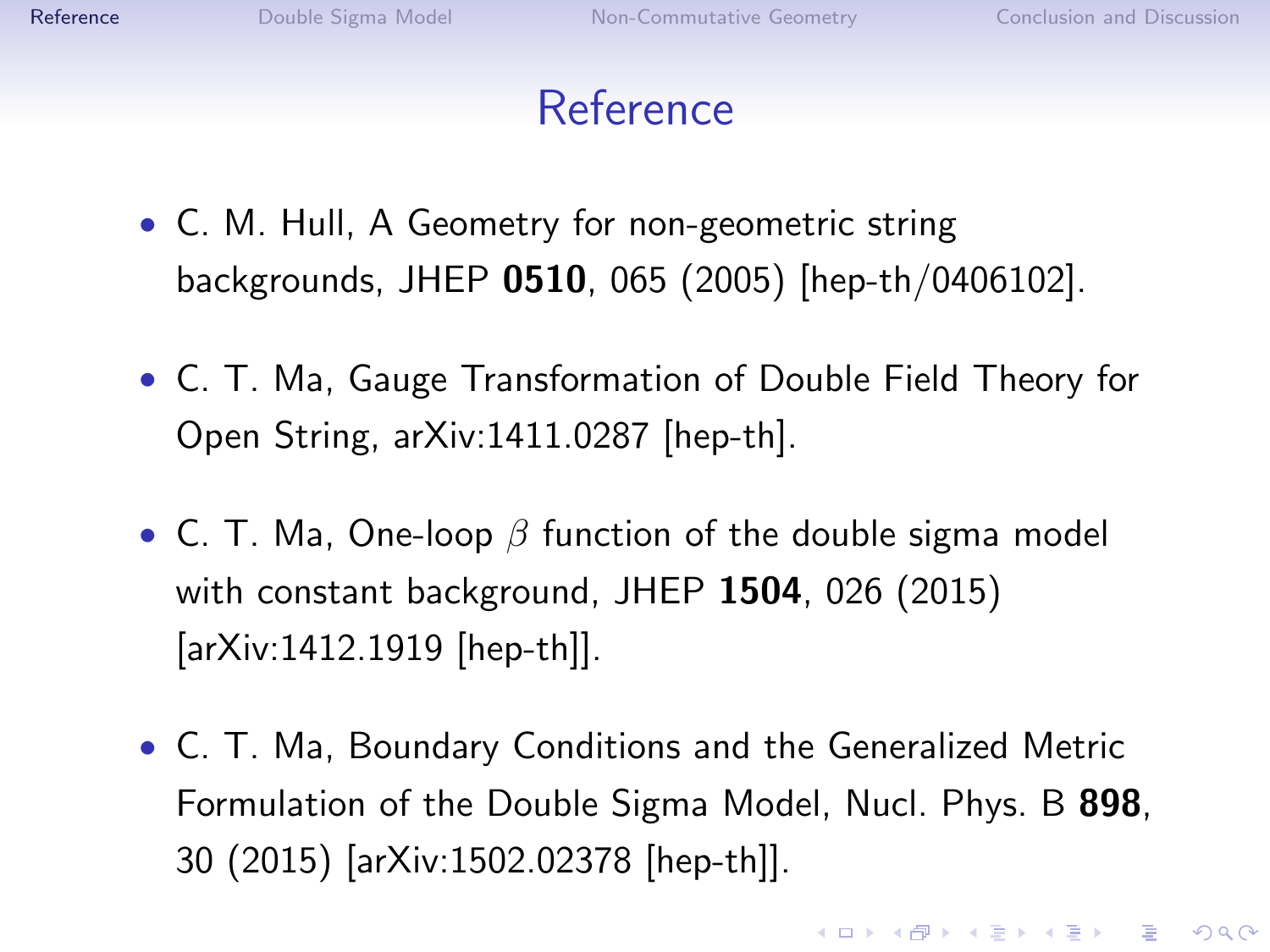# Reference

- C. M. Hull, A Geometry for non-geometric string backgrounds, JHEP **0510**, 065 (2005) [hep-th/0406102].
- C. T. Ma, Gauge Transformation of Double Field Theory for Open String, arXiv:1411.0287 [hep-th].
- C. T. Ma, One-loop $\beta$ function of the double sigma model with constant background, JHEP **1504**, 026 (2015) [arXiv:1412.1919 [hep-th]].
- C. T. Ma, Boundary Conditions and the Generalized Metric Formulation of the Double Sigma Model, Nucl. Phys. B **898**, 30 (2015) [arXiv:1502.02378 [hep-th]].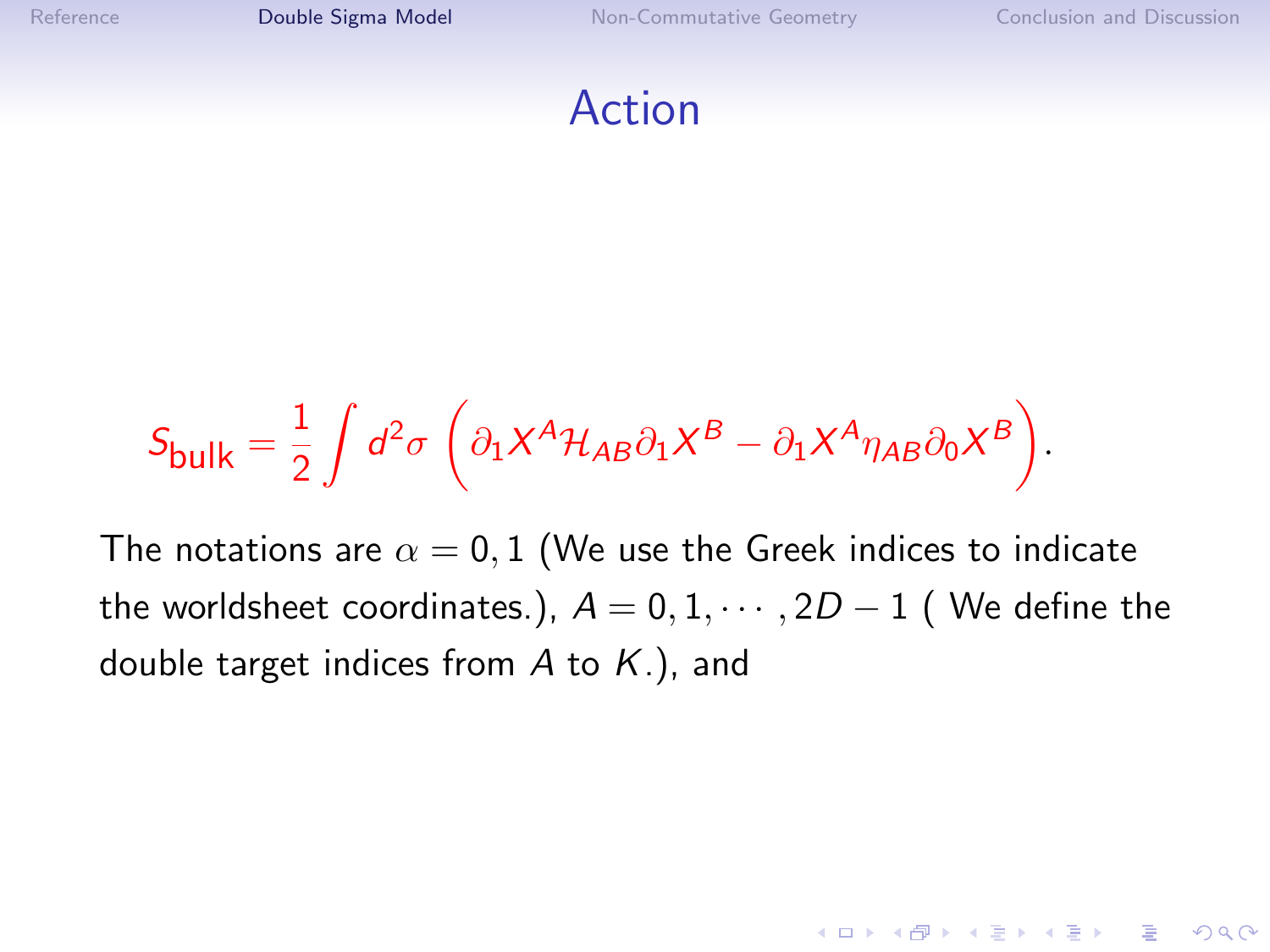# Action

$$S_{\text{bulk}} = \frac{1}{2}\int d^2\sigma \,\left(\partial_1 X^A \mathcal{H}_{AB} \partial_1 X^B - \partial_1 X^A \eta_{AB} \partial_0 X^B\right).$$

The notations are $\alpha = 0, 1$ (We use the Greek indices to indicate the worldsheet coordinates.), $A = 0, 1, \cdots, 2D - 1$ ( We define the double target indices from $A$ to $K$.), and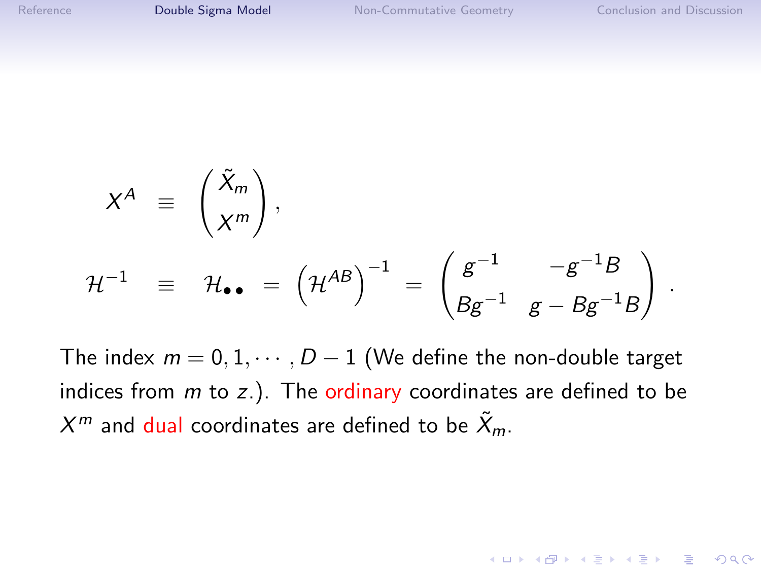$$
X^A \equiv \begin{pmatrix} \tilde{X}_m \\ X^m \end{pmatrix},
$$

$$
\mathcal{H}^{-1} \equiv \mathcal{H}_{\bullet\bullet} = \left(\mathcal{H}^{AB}\right)^{-1} = \begin{pmatrix} g^{-1} & -g^{-1}B \\ Bg^{-1} & g - Bg^{-1}B \end{pmatrix}.
$$

The index $m = 0, 1, \cdots, D-1$ (We define the non-double target indices from $m$ to $z$.). The ordinary coordinates are defined to be $X^m$ and dual coordinates are defined to be $\tilde{X}_m$.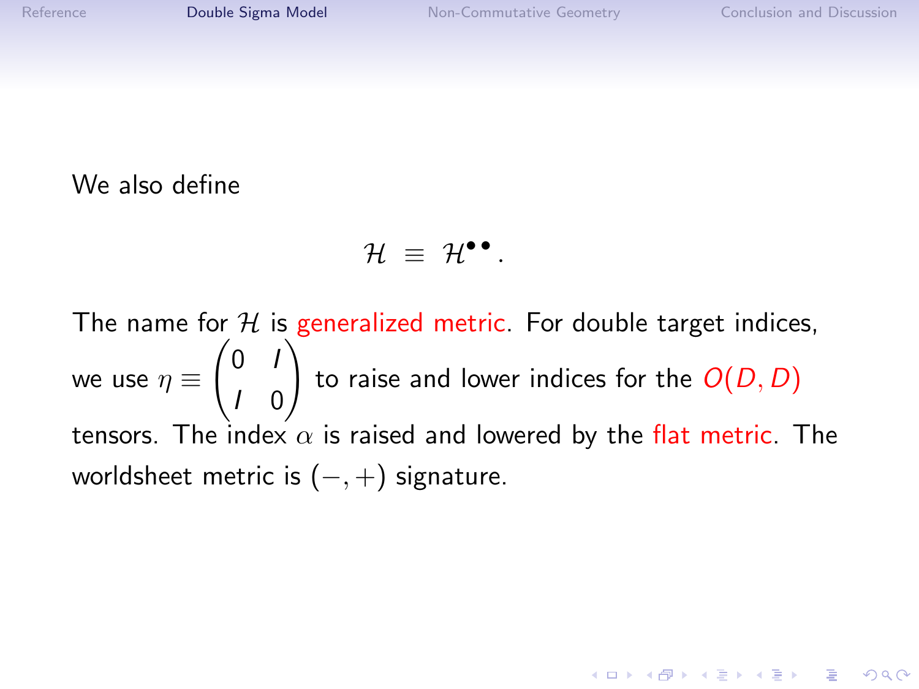We also define

$$\mathcal{H} \equiv \mathcal{H}^{\bullet\bullet}.$$

The name for $\mathcal{H}$ is generalized metric. For double target indices, we use $\eta \equiv \begin{pmatrix} 0 & I \\ I & 0 \end{pmatrix}$ to raise and lower indices for the $O(D, D)$ tensors. The index $\alpha$ is raised and lowered by the flat metric. The worldsheet metric is $(-, +)$ signature.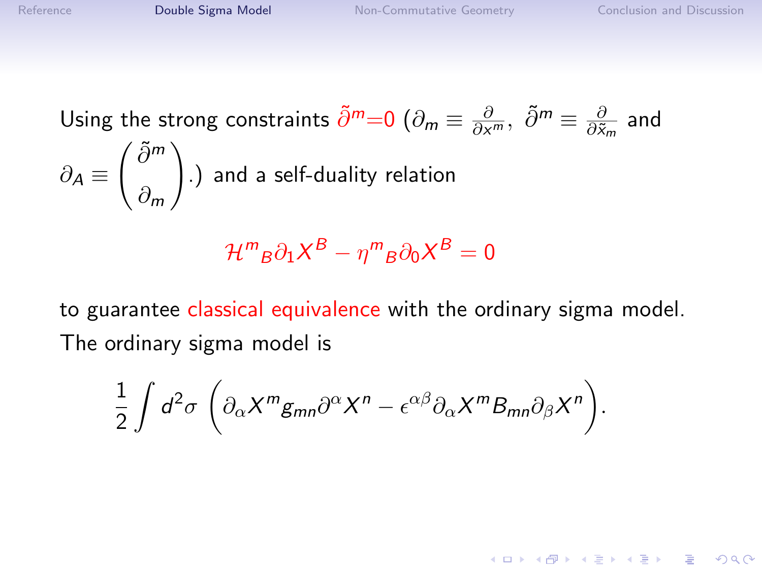Using the strong constraints $\tilde{\partial}^m = 0$ ($\partial_m \equiv \frac{\partial}{\partial x^m}$, $\tilde{\partial}^m \equiv \frac{\partial}{\partial \tilde{x}_m}$ and $\partial_A \equiv \begin{pmatrix} \tilde{\partial}^m \\ \partial_m \end{pmatrix}$.) and a self-duality relation

$$\mathcal{H}^m{}_B \partial_1 X^B - \eta^m{}_B \partial_0 X^B = 0$$

to guarantee classical equivalence with the ordinary sigma model. The ordinary sigma model is

$$\frac{1}{2}\int d^2\sigma \, \Big( \partial_\alpha X^m g_{mn} \partial^\alpha X^n - \epsilon^{\alpha\beta} \partial_\alpha X^m B_{mn} \partial_\beta X^n \Big).$$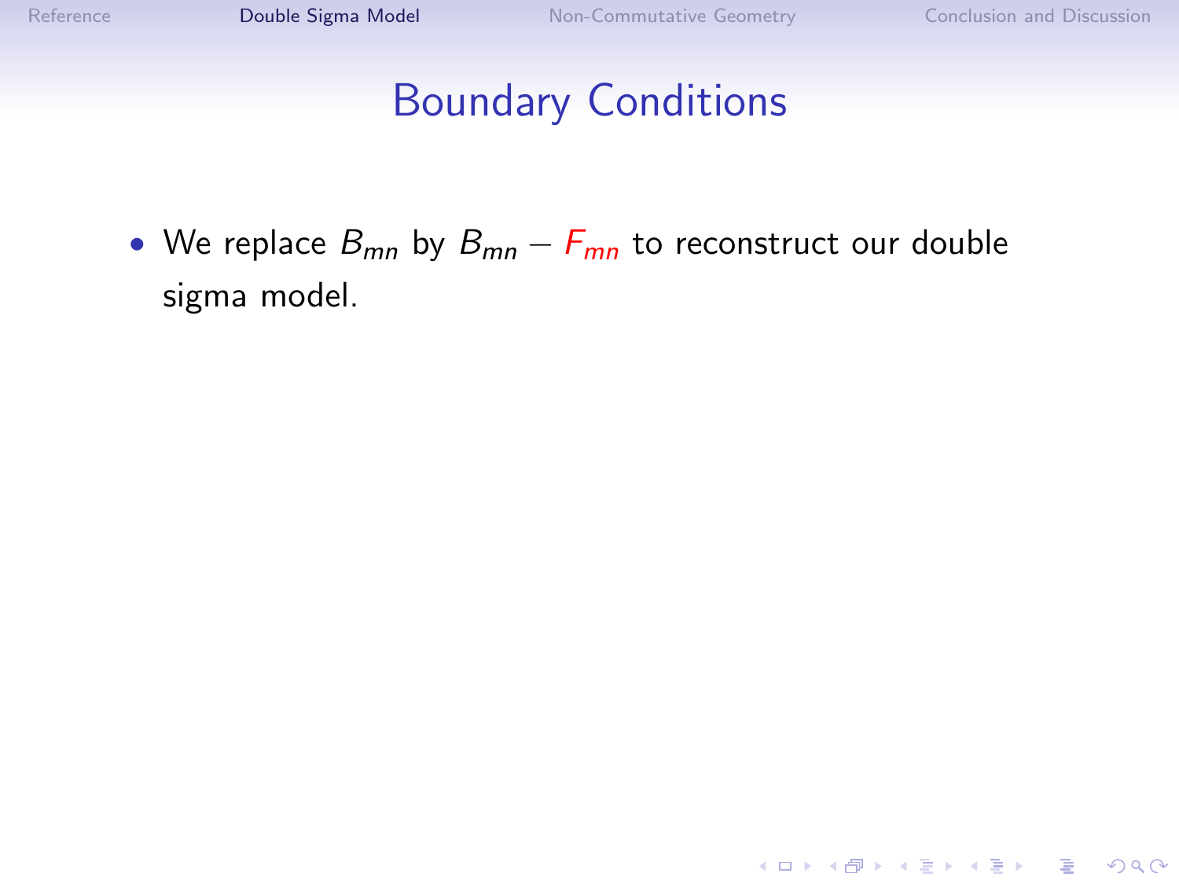# Boundary Conditions

- We replace $B_{mn}$ by $B_{mn} - F_{mn}$ to reconstruct our double sigma model.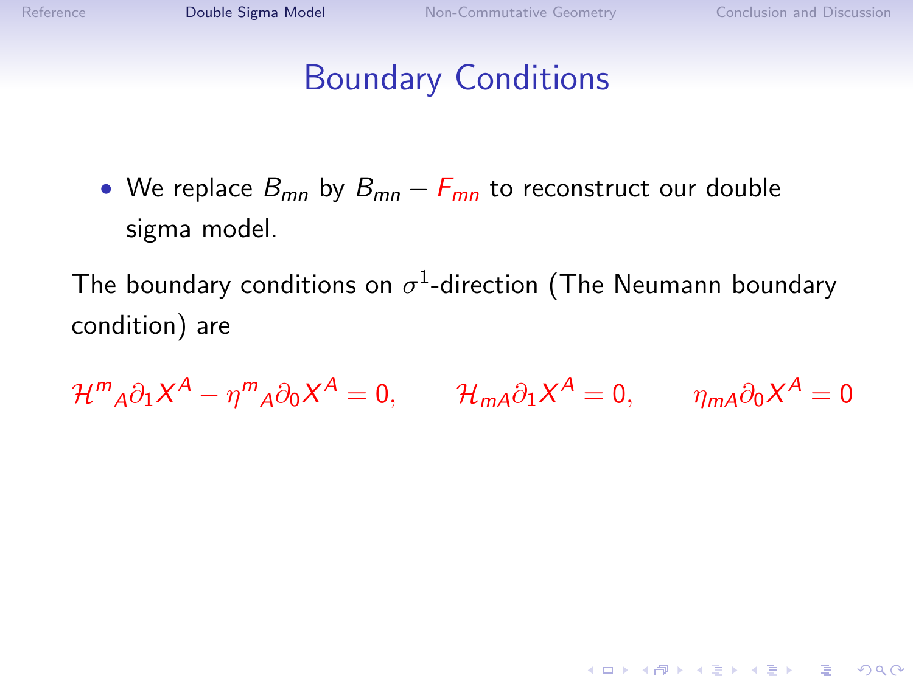# Boundary Conditions

- We replace $B_{mn}$ by $B_{mn} - F_{mn}$ to reconstruct our double sigma model.

The boundary conditions on $\sigma^1$-direction (The Neumann boundary condition) are

$$\mathcal{H}^m{}_A \partial_1 X^A - \eta^m{}_A \partial_0 X^A = 0, \qquad \mathcal{H}_{mA} \partial_1 X^A = 0, \qquad \eta_{mA} \partial_0 X^A = 0$$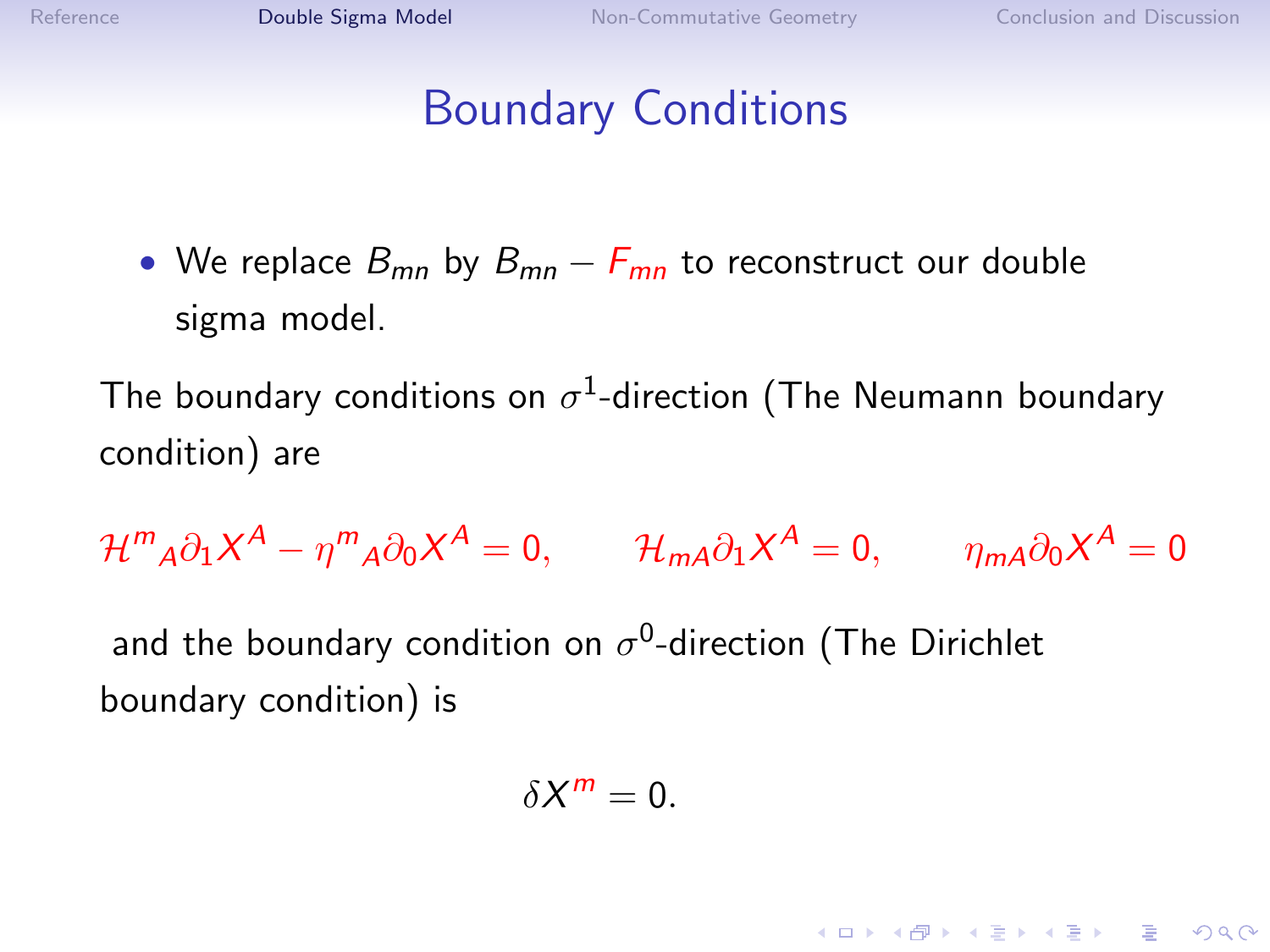# Boundary Conditions

- We replace $B_{mn}$ by $B_{mn} - F_{mn}$ to reconstruct our double sigma model.

The boundary conditions on $\sigma^1$-direction (The Neumann boundary condition) are

$$\mathcal{H}^m{}_A \partial_1 X^A - \eta^m{}_A \partial_0 X^A = 0, \qquad \mathcal{H}_{mA} \partial_1 X^A = 0, \qquad \eta_{mA} \partial_0 X^A = 0$$

and the boundary condition on $\sigma^0$-direction (The Dirichlet boundary condition) is

$$\delta X^m = 0.$$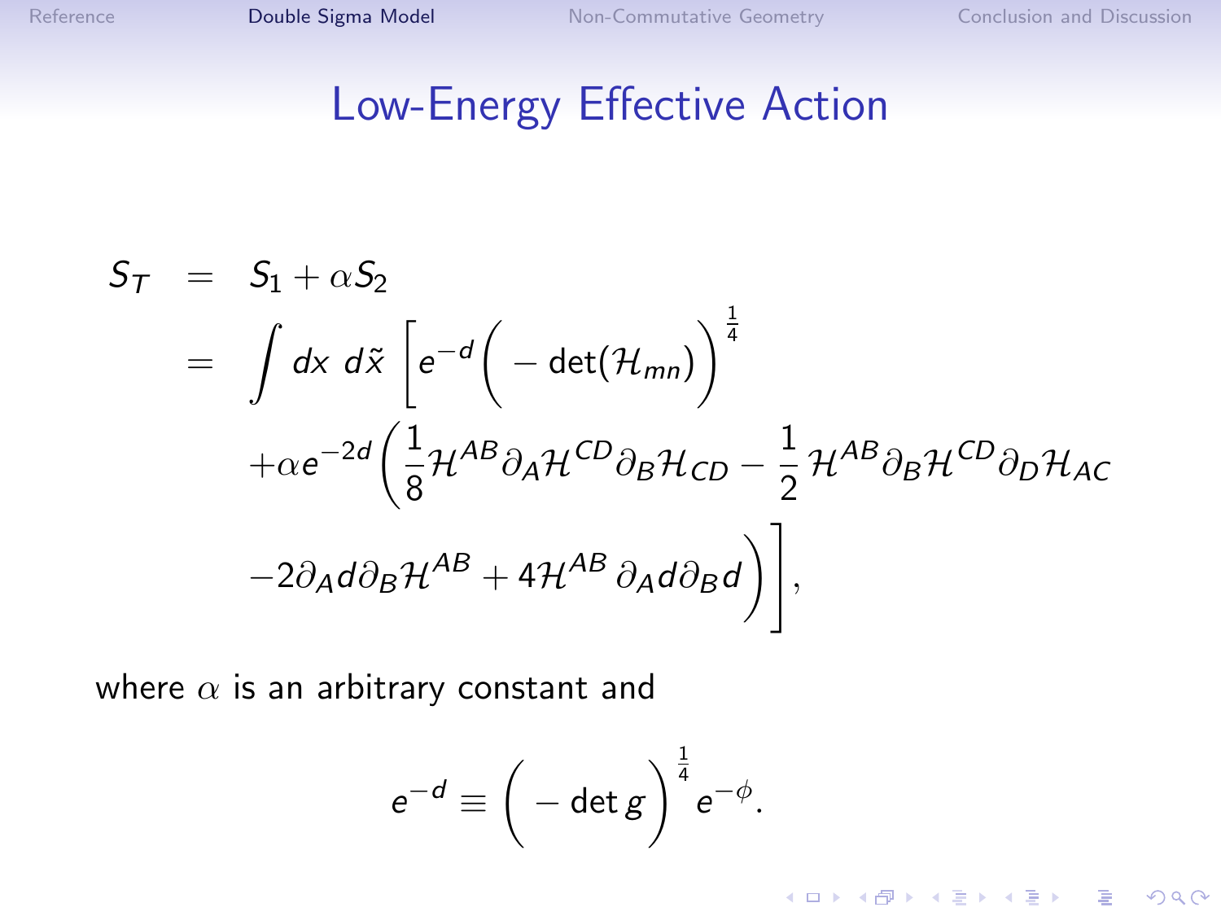# Low-Energy Effective Action

$$
\begin{aligned}
S_T &= S_1 + \alpha S_2 \\
&= \int dx\ d\tilde{x}\ \bigg[e^{-d}\Big(-\det(\mathcal{H}_{mn})\Big)^{\frac{1}{4}} \\
&\quad +\alpha e^{-2d}\bigg(\frac{1}{8}\mathcal{H}^{AB}\partial_A\mathcal{H}^{CD}\partial_B\mathcal{H}_{CD} - \frac{1}{2}\mathcal{H}^{AB}\partial_B\mathcal{H}^{CD}\partial_D\mathcal{H}_{AC} \\
&\quad -2\partial_A d\partial_B\mathcal{H}^{AB} + 4\mathcal{H}^{AB}\,\partial_A d\partial_B d\bigg)\bigg],
\end{aligned}
$$

where $\alpha$ is an arbitrary constant and

$$
e^{-d} \equiv \Big(-\det g\Big)^{\frac{1}{4}} e^{-\phi}.
$$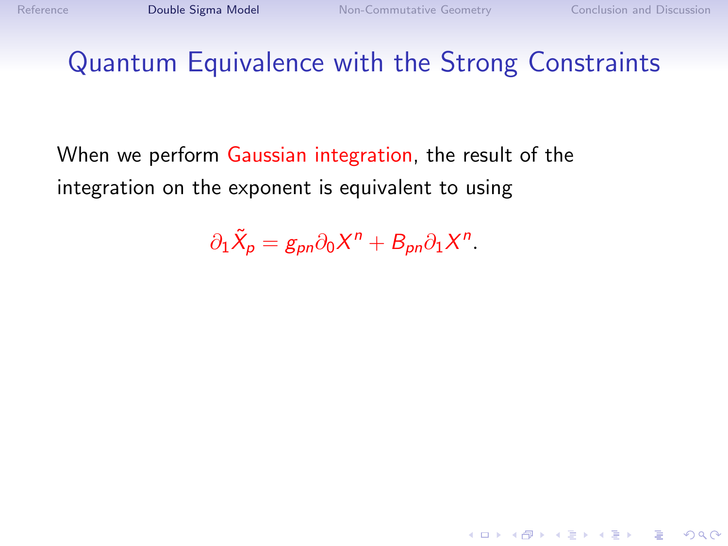# Quantum Equivalence with the Strong Constraints

When we perform Gaussian integration, the result of the integration on the exponent is equivalent to using

$$\partial_1 \tilde{X}_p = g_{pn}\partial_0 X^n + B_{pn}\partial_1 X^n.$$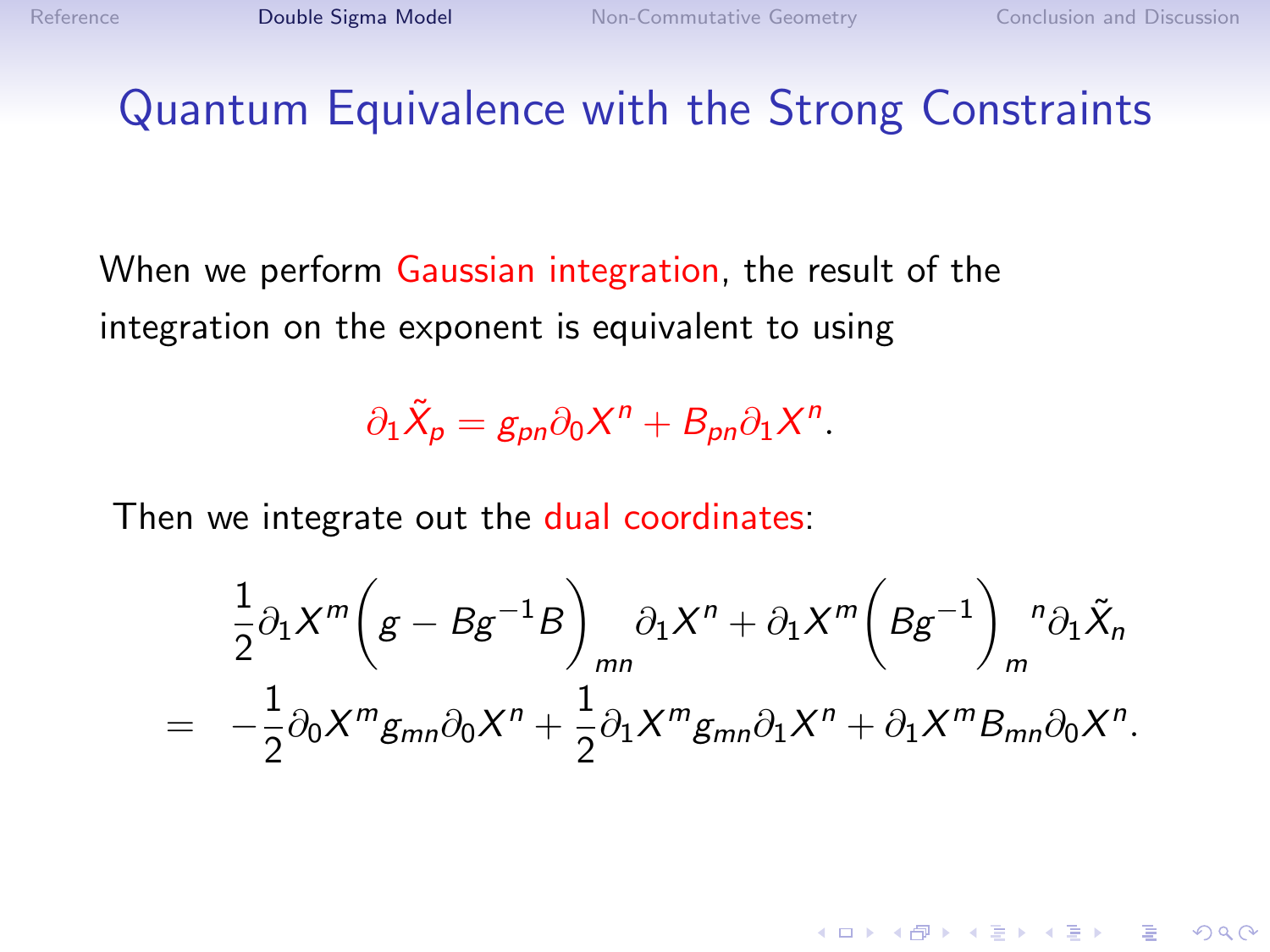# Quantum Equivalence with the Strong Constraints

When we perform Gaussian integration, the result of the integration on the exponent is equivalent to using

$$\partial_1 \tilde{X}_p = g_{pn}\partial_0 X^n + B_{pn}\partial_1 X^n.$$

Then we integrate out the dual coordinates:

$$\begin{aligned}
&\frac{1}{2}\partial_1 X^m \Big(g - Bg^{-1}B\Big)_{mn}\partial_1 X^n + \partial_1 X^m \Big(Bg^{-1}\Big)_m{}^n \partial_1 \tilde{X}_n \\
= \quad & -\frac{1}{2}\partial_0 X^m g_{mn}\partial_0 X^n + \frac{1}{2}\partial_1 X^m g_{mn}\partial_1 X^n + \partial_1 X^m B_{mn}\partial_0 X^n.
\end{aligned}$$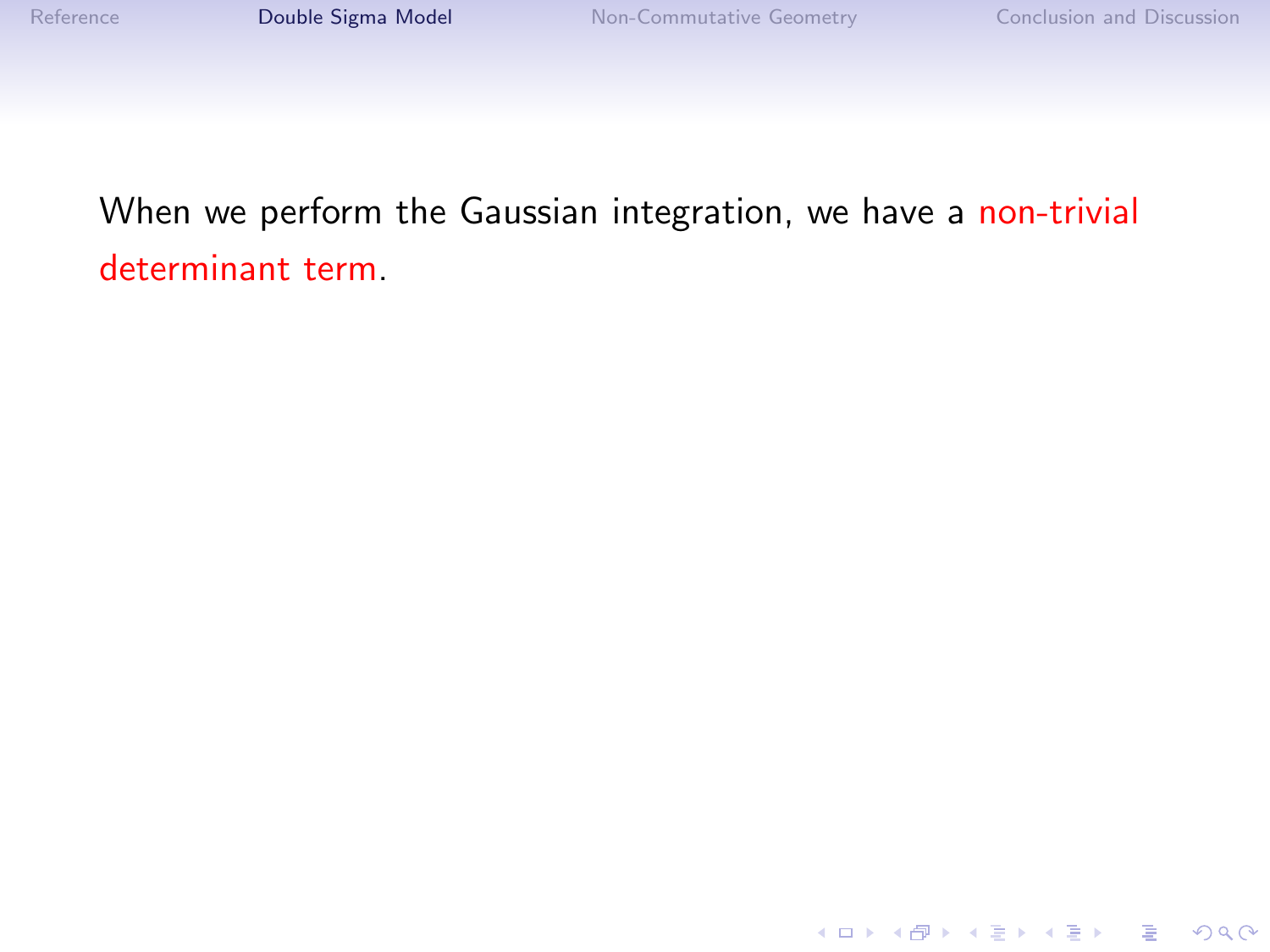When we perform the Gaussian integration, we have a non-trivial determinant term.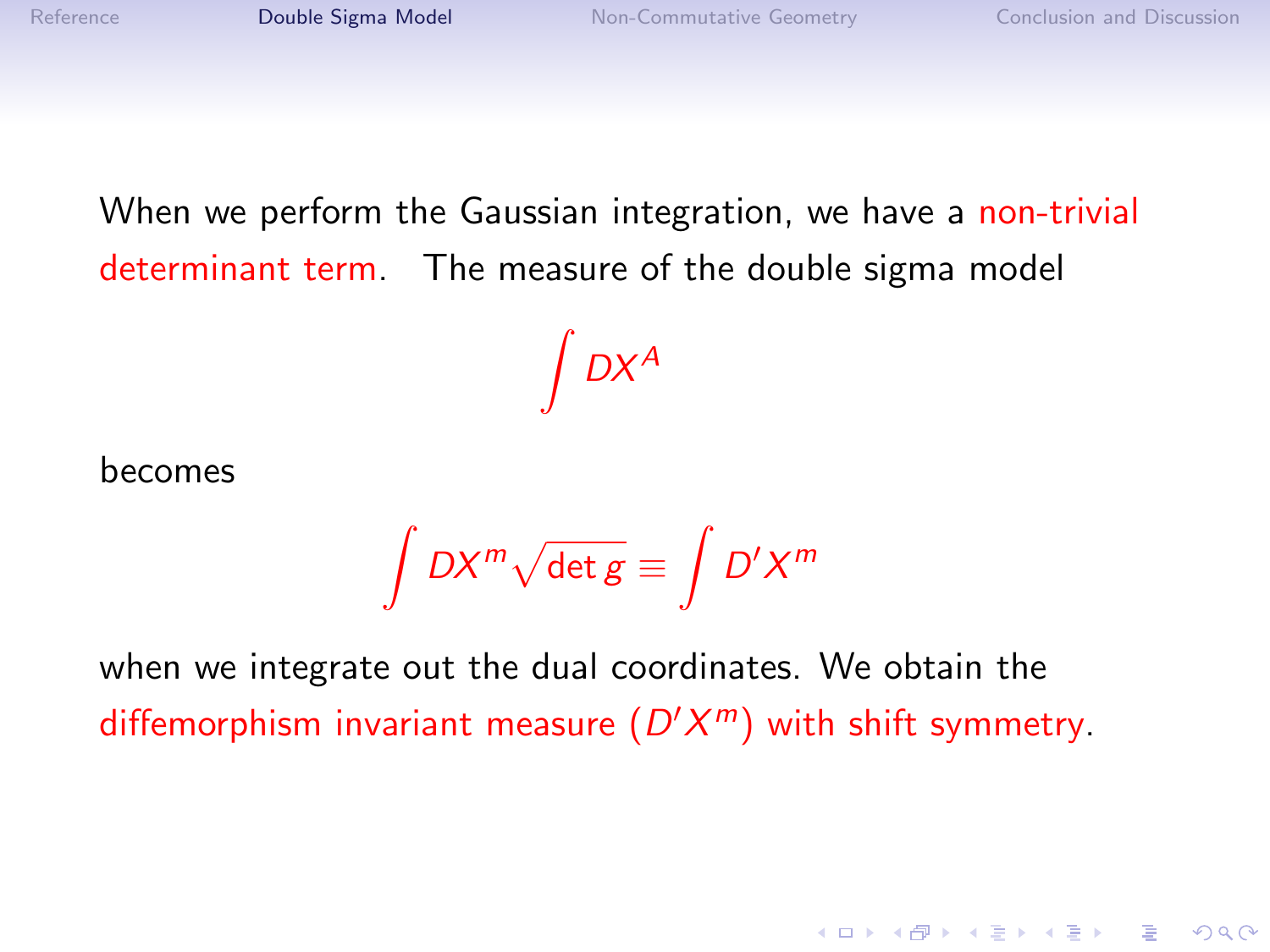When we perform the Gaussian integration, we have a non-trivial determinant term. The measure of the double sigma model

$$\int DX^A$$

becomes

$$\int DX^m \sqrt{\det g} \equiv \int D'X^m$$

when we integrate out the dual coordinates. We obtain the diffemorphism invariant measure ($D'X^m$) with shift symmetry.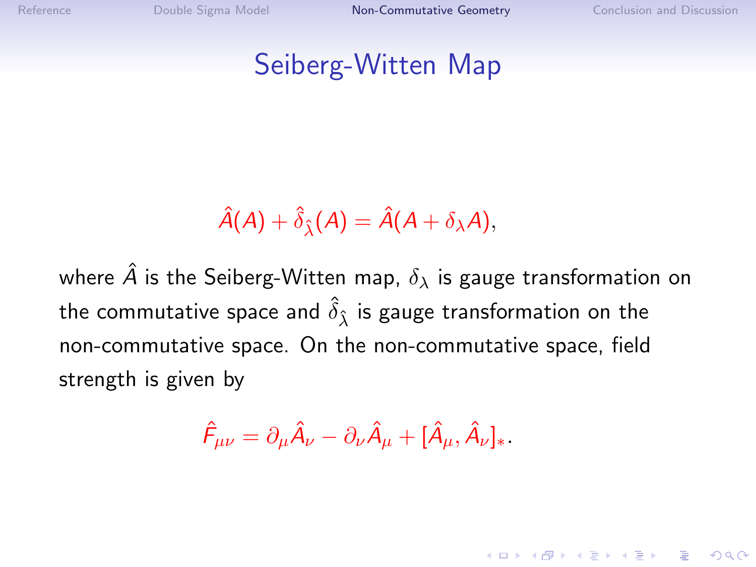# Seiberg-Witten Map

$$\hat{A}(A) + \hat{\delta}_{\hat{\lambda}}(A) = \hat{A}(A + \delta_\lambda A),$$

where $\hat{A}$ is the Seiberg-Witten map, $\delta_\lambda$ is gauge transformation on the commutative space and $\hat{\delta}_{\hat{\lambda}}$ is gauge transformation on the non-commutative space. On the non-commutative space, field strength is given by

$$\hat{F}_{\mu\nu} = \partial_\mu \hat{A}_\nu - \partial_\nu \hat{A}_\mu + [\hat{A}_\mu, \hat{A}_\nu]_*.$$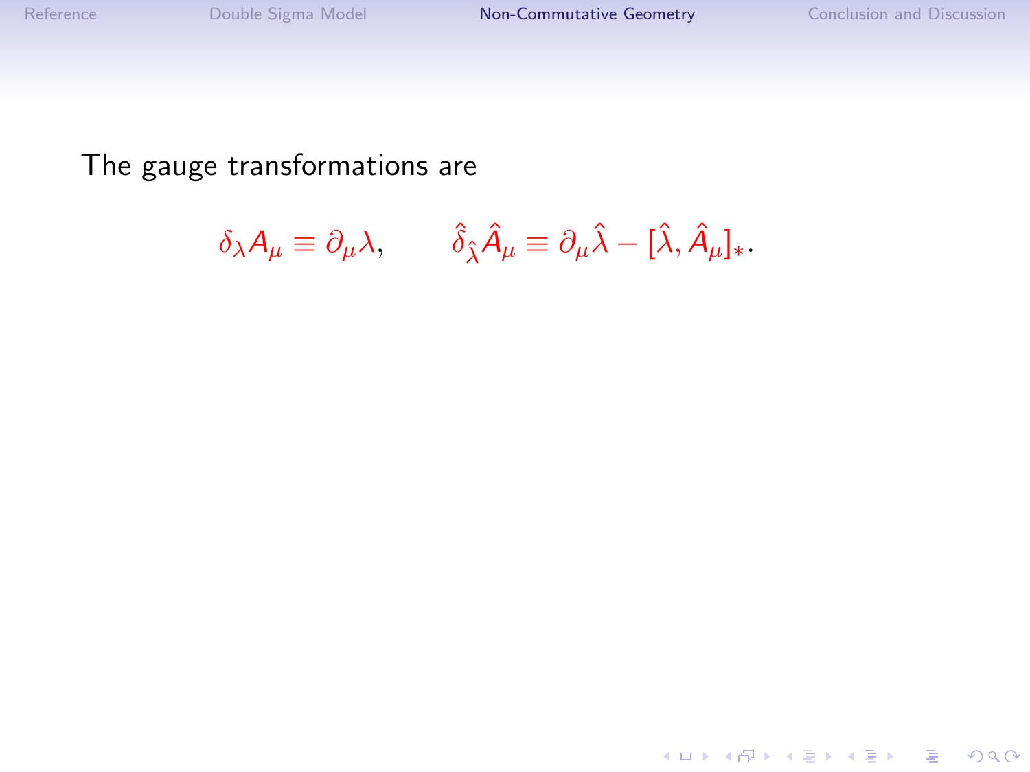The gauge transformations are

$$\delta_\lambda A_\mu \equiv \partial_\mu \lambda, \qquad \hat{\delta}_{\hat{\lambda}} \hat{A}_\mu \equiv \partial_\mu \hat{\lambda} - [\hat{\lambda}, \hat{A}_\mu]_*.$$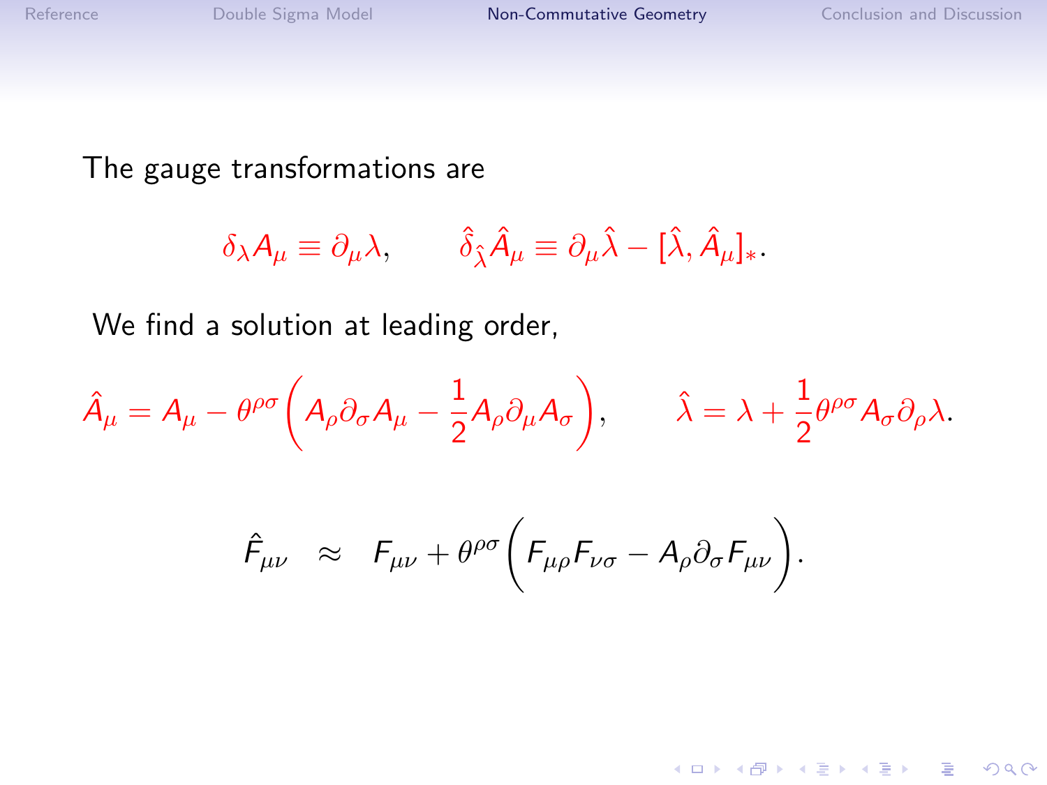The gauge transformations are

$$\delta_\lambda A_\mu \equiv \partial_\mu \lambda, \qquad \hat{\delta}_{\hat{\lambda}} \hat{A}_\mu \equiv \partial_\mu \hat{\lambda} - [\hat{\lambda}, \hat{A}_\mu]_*.$$

We find a solution at leading order,

$$\hat{A}_\mu = A_\mu - \theta^{\rho\sigma}\left(A_\rho \partial_\sigma A_\mu - \frac{1}{2} A_\rho \partial_\mu A_\sigma\right), \qquad \hat{\lambda} = \lambda + \frac{1}{2}\theta^{\rho\sigma} A_\sigma \partial_\rho \lambda.$$

$$\hat{F}_{\mu\nu} \approx F_{\mu\nu} + \theta^{\rho\sigma}\left(F_{\mu\rho} F_{\nu\sigma} - A_\rho \partial_\sigma F_{\mu\nu}\right).$$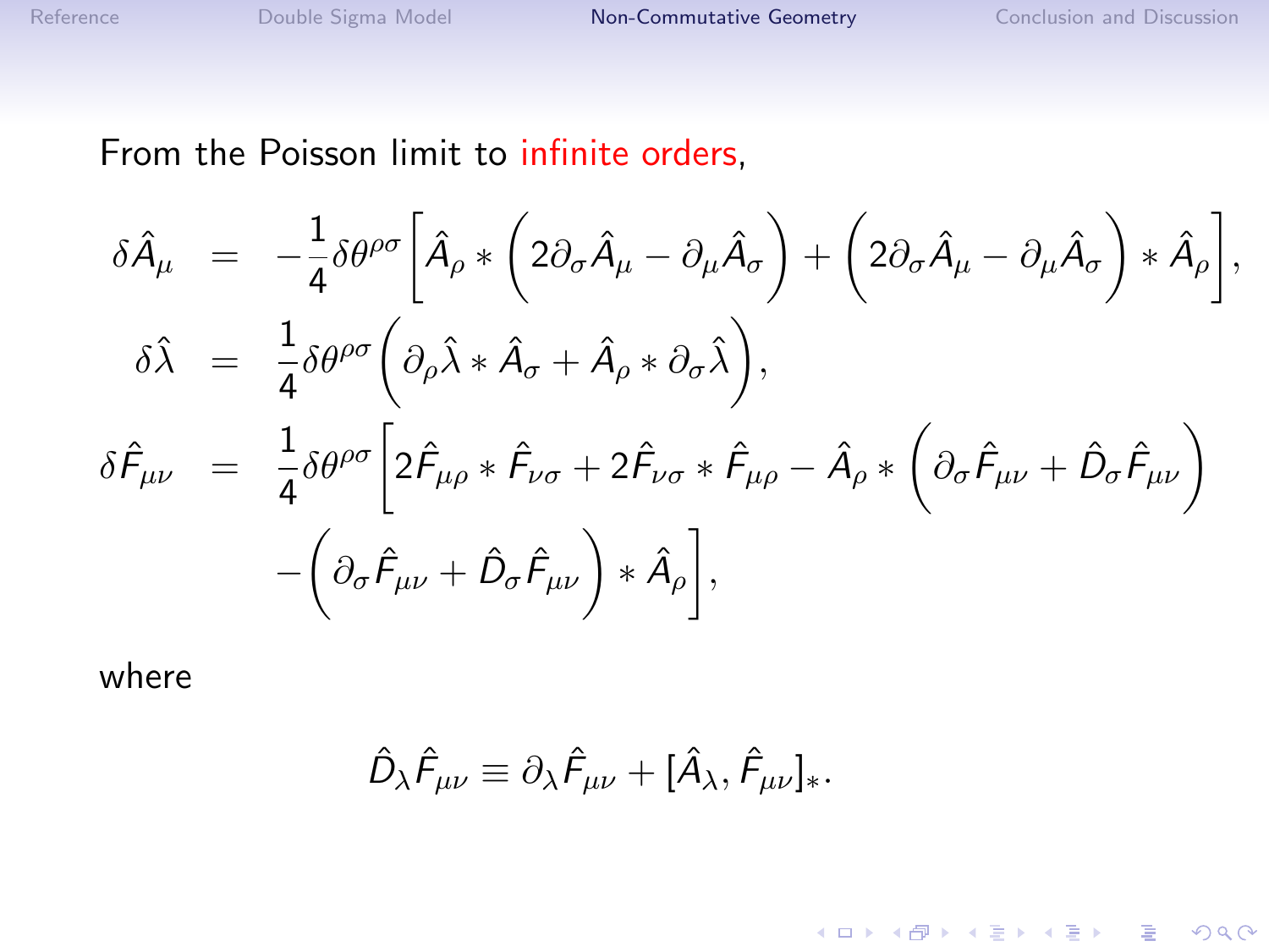From the Poisson limit to infinite orders,

$$
\begin{aligned}
\delta\hat{A}_\mu &= -\frac{1}{4}\delta\theta^{\rho\sigma}\bigg[\hat{A}_\rho * \Big(2\partial_\sigma\hat{A}_\mu - \partial_\mu\hat{A}_\sigma\Big) + \Big(2\partial_\sigma\hat{A}_\mu - \partial_\mu\hat{A}_\sigma\Big) * \hat{A}_\rho\bigg], \\
\delta\hat{\lambda} &= \frac{1}{4}\delta\theta^{\rho\sigma}\Big(\partial_\rho\hat{\lambda} * \hat{A}_\sigma + \hat{A}_\rho * \partial_\sigma\hat{\lambda}\Big), \\
\delta\hat{F}_{\mu\nu} &= \frac{1}{4}\delta\theta^{\rho\sigma}\bigg[2\hat{F}_{\mu\rho} * \hat{F}_{\nu\sigma} + 2\hat{F}_{\nu\sigma} * \hat{F}_{\mu\rho} - \hat{A}_\rho * \Big(\partial_\sigma\hat{F}_{\mu\nu} + \hat{D}_\sigma\hat{F}_{\mu\nu}\Big) \\
&\quad -\Big(\partial_\sigma\hat{F}_{\mu\nu} + \hat{D}_\sigma\hat{F}_{\mu\nu}\Big) * \hat{A}_\rho\bigg],
\end{aligned}
$$

where

$$
\hat{D}_\lambda\hat{F}_{\mu\nu} \equiv \partial_\lambda\hat{F}_{\mu\nu} + [\hat{A}_\lambda, \hat{F}_{\mu\nu}]_*.
$$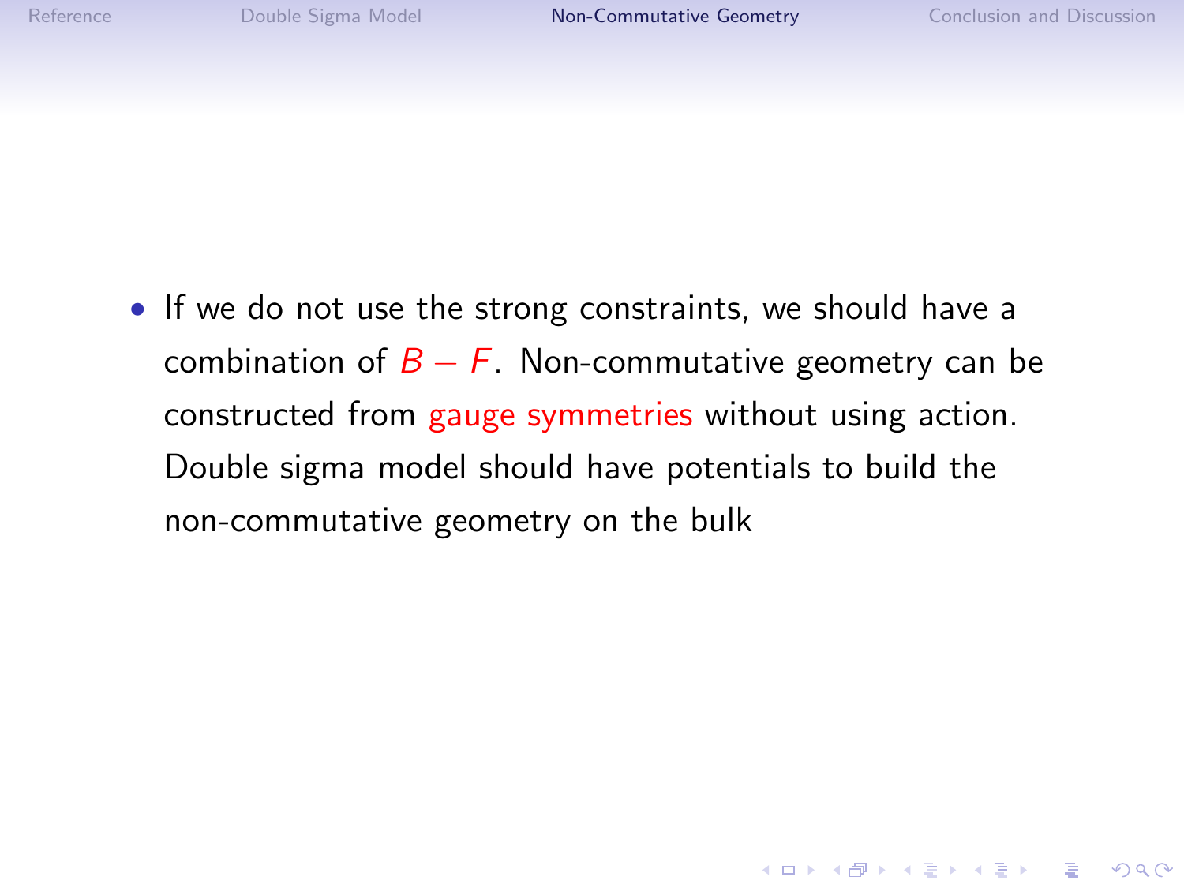- If we do not use the strong constraints, we should have a combination of $B - F$. Non-commutative geometry can be constructed from gauge symmetries without using action. Double sigma model should have potentials to build the non-commutative geometry on the bulk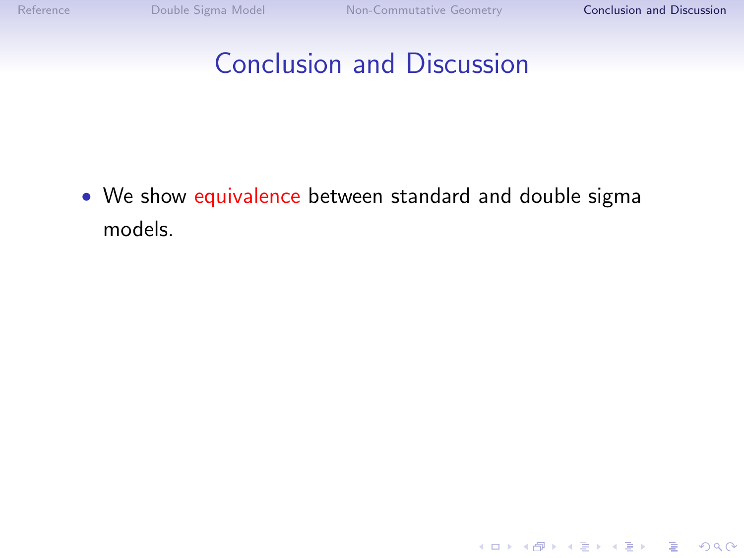# Conclusion and Discussion

- We show equivalence between standard and double sigma models.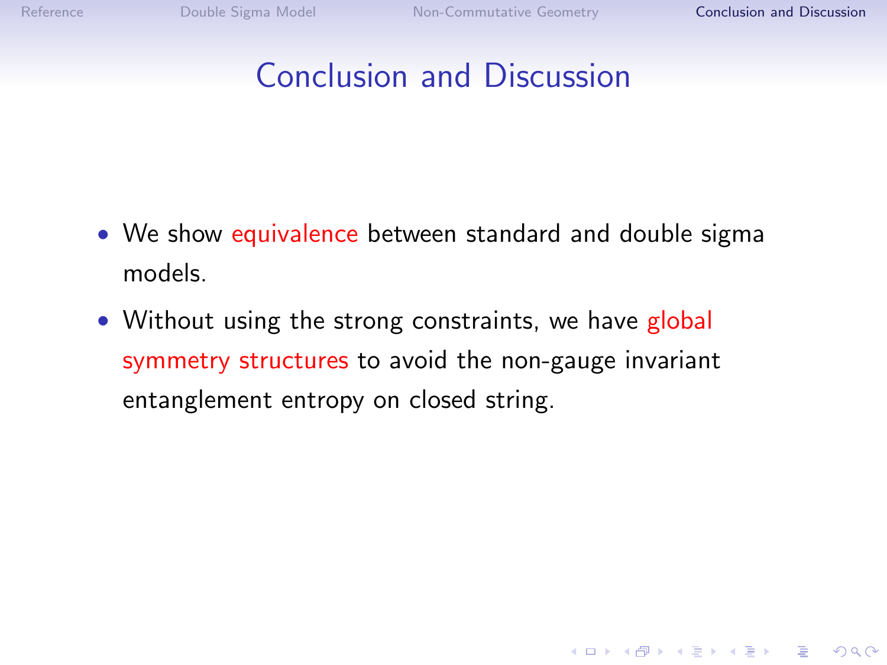# Conclusion and Discussion

- We show equivalence between standard and double sigma models.
- Without using the strong constraints, we have global symmetry structures to avoid the non-gauge invariant entanglement entropy on closed string.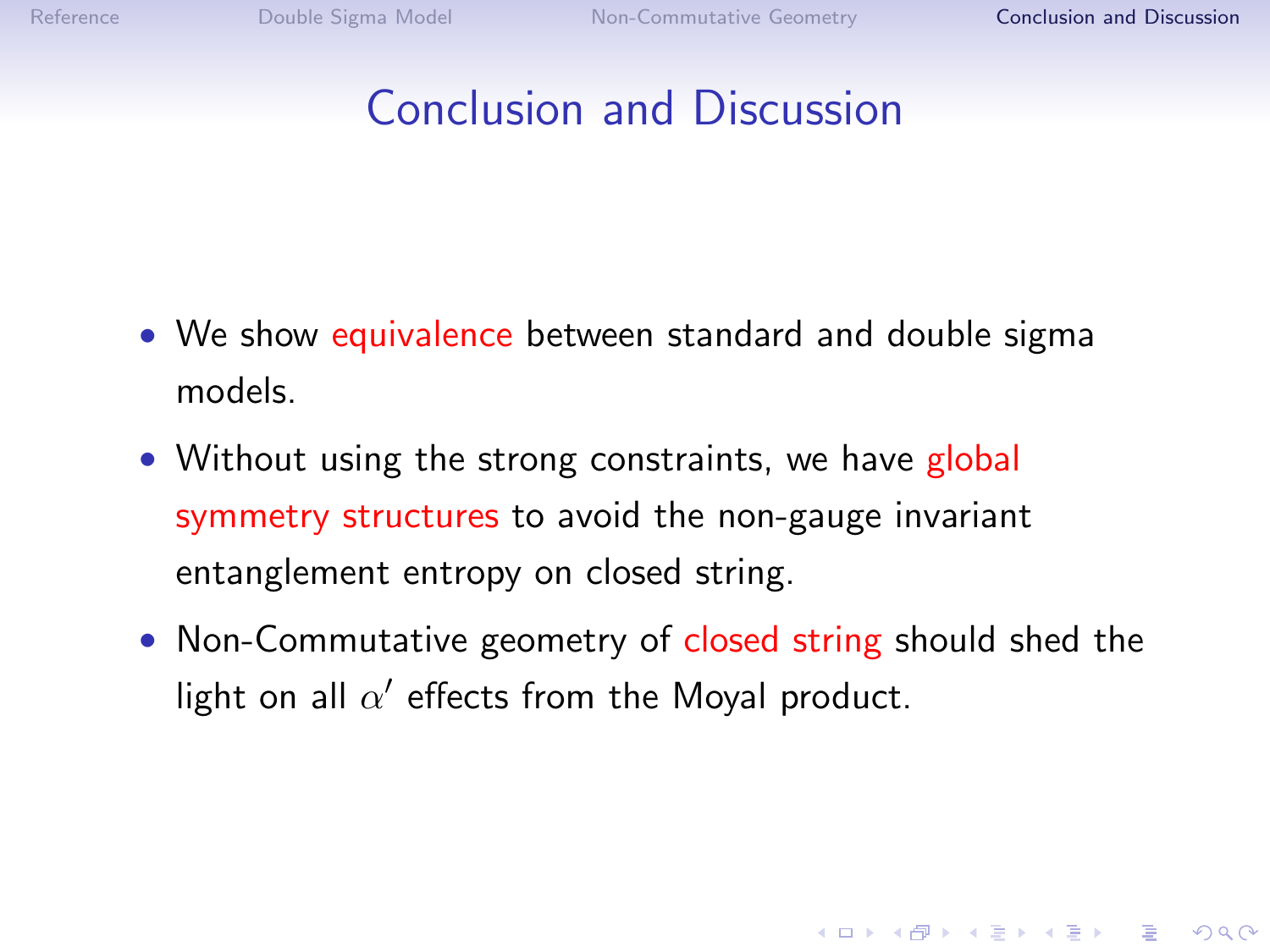# Conclusion and Discussion

- We show equivalence between standard and double sigma models.
- Without using the strong constraints, we have global symmetry structures to avoid the non-gauge invariant entanglement entropy on closed string.
- Non-Commutative geometry of closed string should shed the light on all $\alpha'$ effects from the Moyal product.